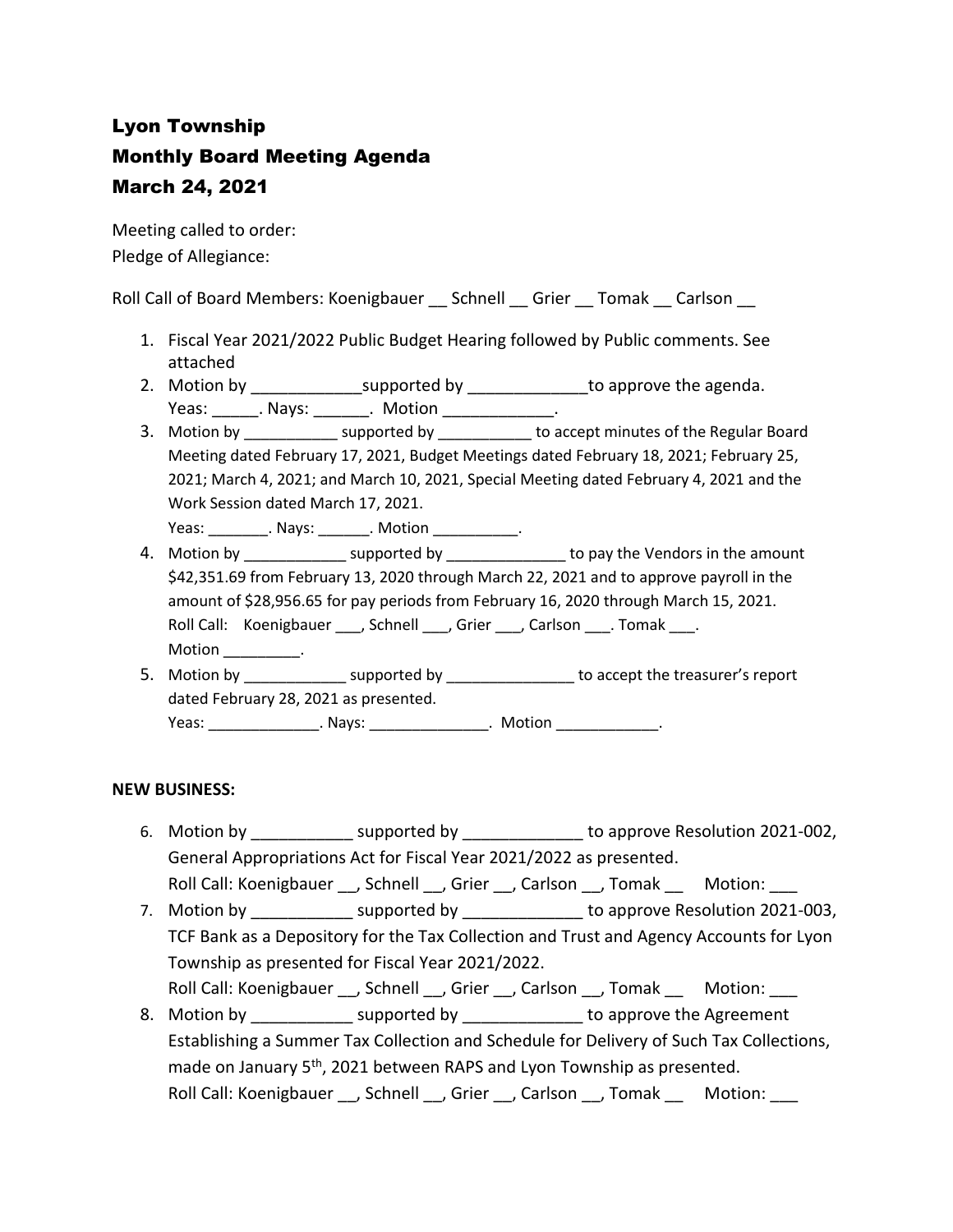# Lyon Township
## Monthly Board Meeting Agenda
## March 24, 2021

Meeting called to order:
Pledge of Allegiance:

Roll Call of Board Members: Koenigbauer __ Schnell __ Grier __ Tomak __ Carlson __

1. Fiscal Year 2021/2022 Public Budget Hearing followed by Public comments. See attached
2. Motion by ____________supported by _____________to approve the agenda.
   Yeas: _____. Nays: ______. Motion ____________.
3. Motion by ___________ supported by ___________ to accept minutes of the Regular Board Meeting dated February 17, 2021, Budget Meetings dated February 18, 2021; February 25, 2021; March 4, 2021; and March 10, 2021, Special Meeting dated February 4, 2021 and the Work Session dated March 17, 2021.
   Yeas: _______. Nays: ______. Motion __________.
4. Motion by ____________ supported by ______________ to pay the Vendors in the amount $42,351.69 from February 13, 2020 through March 22, 2021 and to approve payroll in the amount of $28,956.65 for pay periods from February 16, 2020 through March 15, 2021.
   Roll Call: Koenigbauer ___, Schnell ___, Grier ___, Carlson ___. Tomak ___.
   Motion _________.
5. Motion by ____________ supported by _______________ to accept the treasurer's report dated February 28, 2021 as presented.
   Yeas: _____________. Nays: ______________. Motion ____________.

**NEW BUSINESS:**

6. Motion by ___________ supported by _____________ to approve Resolution 2021-002, General Appropriations Act for Fiscal Year 2021/2022 as presented.
   Roll Call: Koenigbauer __, Schnell __, Grier __, Carlson __, Tomak __ Motion: ___
7. Motion by ___________ supported by _____________ to approve Resolution 2021-003, TCF Bank as a Depository for the Tax Collection and Trust and Agency Accounts for Lyon Township as presented for Fiscal Year 2021/2022.
   Roll Call: Koenigbauer __, Schnell __, Grier __, Carlson __, Tomak __ Motion: ___
8. Motion by ___________ supported by _____________ to approve the Agreement Establishing a Summer Tax Collection and Schedule for Delivery of Such Tax Collections, made on January 5th, 2021 between RAPS and Lyon Township as presented.
   Roll Call: Koenigbauer __, Schnell __, Grier __, Carlson __, Tomak __ Motion: ___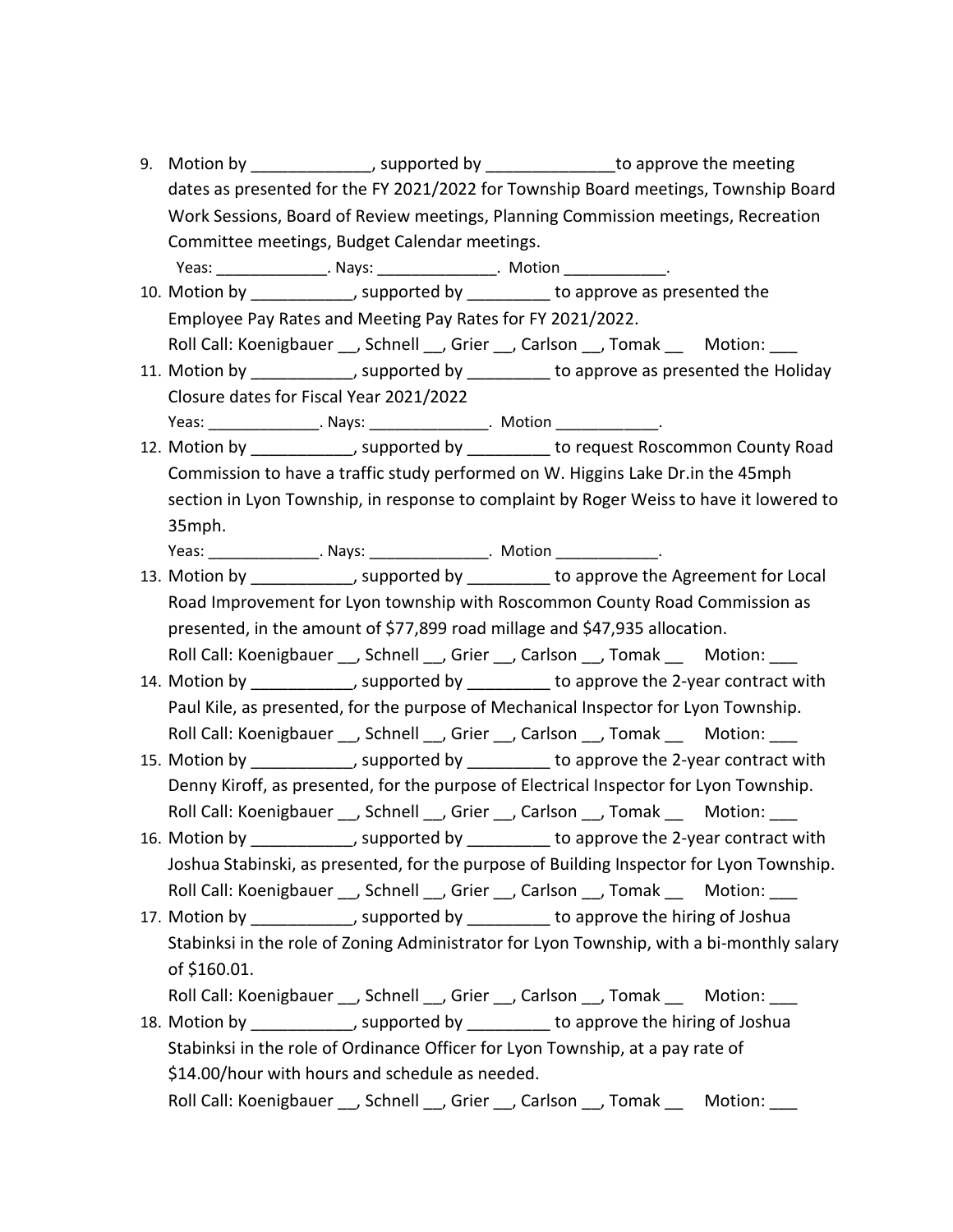9. Motion by _____________, supported by ______________to approve the meeting dates as presented for the FY 2021/2022 for Township Board meetings, Township Board Work Sessions, Board of Review meetings, Planning Commission meetings, Recreation Committee meetings, Budget Calendar meetings.
   Yeas: _____________. Nays: ______________. Motion ____________.
10. Motion by ___________, supported by _________ to approve as presented the Employee Pay Rates and Meeting Pay Rates for FY 2021/2022.
    Roll Call: Koenigbauer __, Schnell __, Grier __, Carlson __, Tomak __ Motion: ___
11. Motion by ___________, supported by _________ to approve as presented the Holiday Closure dates for Fiscal Year 2021/2022
    Yeas: _____________. Nays: ______________. Motion ____________.
12. Motion by ___________, supported by _________ to request Roscommon County Road Commission to have a traffic study performed on W. Higgins Lake Dr.in the 45mph section in Lyon Township, in response to complaint by Roger Weiss to have it lowered to 35mph.
    Yeas: _____________. Nays: ______________. Motion ____________.
13. Motion by ___________, supported by _________ to approve the Agreement for Local Road Improvement for Lyon township with Roscommon County Road Commission as presented, in the amount of $77,899 road millage and $47,935 allocation.
    Roll Call: Koenigbauer __, Schnell __, Grier __, Carlson __, Tomak __ Motion: ___
14. Motion by ___________, supported by _________ to approve the 2-year contract with Paul Kile, as presented, for the purpose of Mechanical Inspector for Lyon Township.
    Roll Call: Koenigbauer __, Schnell __, Grier __, Carlson __, Tomak __ Motion: ___
15. Motion by ___________, supported by _________ to approve the 2-year contract with Denny Kiroff, as presented, for the purpose of Electrical Inspector for Lyon Township.
    Roll Call: Koenigbauer __, Schnell __, Grier __, Carlson __, Tomak __ Motion: ___
16. Motion by ___________, supported by _________ to approve the 2-year contract with Joshua Stabinski, as presented, for the purpose of Building Inspector for Lyon Township.
    Roll Call: Koenigbauer __, Schnell __, Grier __, Carlson __, Tomak __ Motion: ___
17. Motion by ___________, supported by _________ to approve the hiring of Joshua Stabinksi in the role of Zoning Administrator for Lyon Township, with a bi-monthly salary of $160.01.
    Roll Call: Koenigbauer __, Schnell __, Grier __, Carlson __, Tomak __ Motion: ___
18. Motion by ___________, supported by _________ to approve the hiring of Joshua Stabinksi in the role of Ordinance Officer for Lyon Township, at a pay rate of $14.00/hour with hours and schedule as needed.
    Roll Call: Koenigbauer __, Schnell __, Grier __, Carlson __, Tomak __ Motion: ___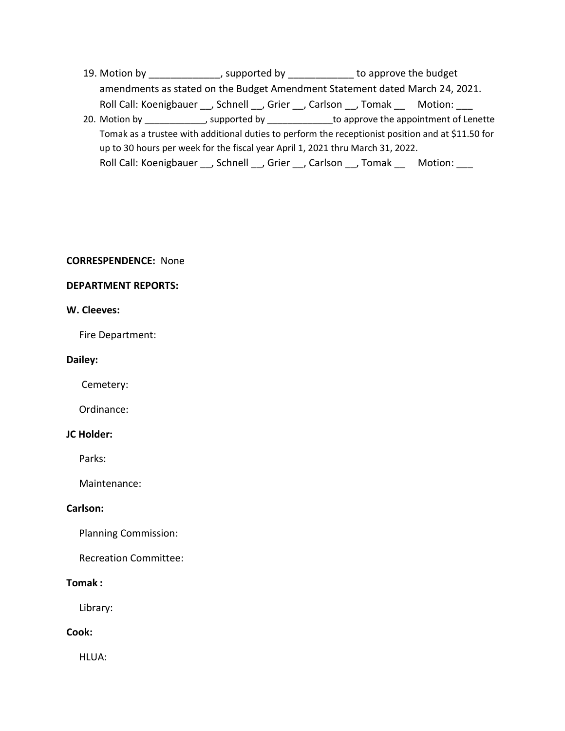19. Motion by _____________, supported by ____________ to approve the budget amendments as stated on the Budget Amendment Statement dated March 24, 2021.
    Roll Call: Koenigbauer __, Schnell __, Grier __, Carlson __, Tomak __ Motion: ___
20. Motion by ____________, supported by _____________to approve the appointment of Lenette Tomak as a trustee with additional duties to perform the receptionist position and at $11.50 for up to 30 hours per week for the fiscal year April 1, 2021 thru March 31, 2022.
    Roll Call: Koenigbauer __, Schnell __, Grier __, Carlson __, Tomak __ Motion: ___

**CORRESPENDENCE:** None

**DEPARTMENT REPORTS:**

**W. Cleeves:**

Fire Department:

**Dailey:**

Cemetery:

Ordinance:

**JC Holder:**

Parks:

Maintenance:

**Carlson:**

Planning Commission:

Recreation Committee:

**Tomak :**

Library:

**Cook:**

HLUA: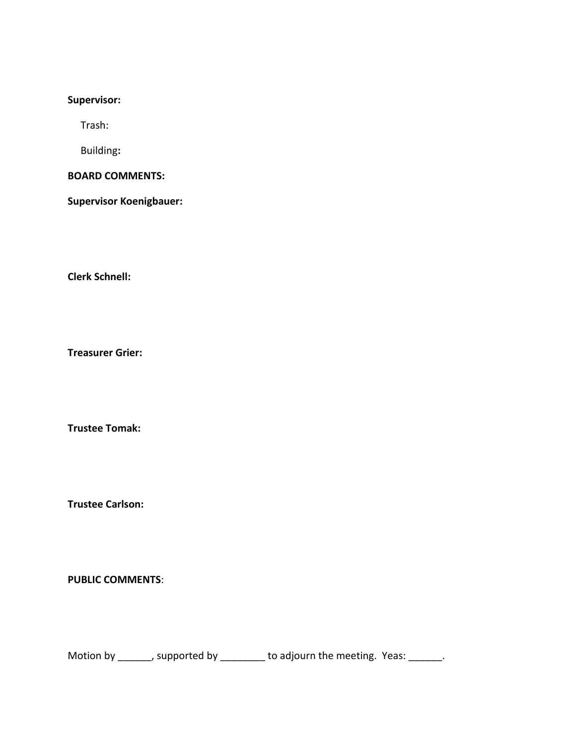**Supervisor:**

Trash:

Building**:**

**BOARD COMMENTS:**

**Supervisor Koenigbauer:**

**Clerk Schnell:**

**Treasurer Grier:**

**Trustee Tomak:**

**Trustee Carlson:**

**PUBLIC COMMENTS**:

Motion by ______, supported by ________ to adjourn the meeting. Yeas: ______.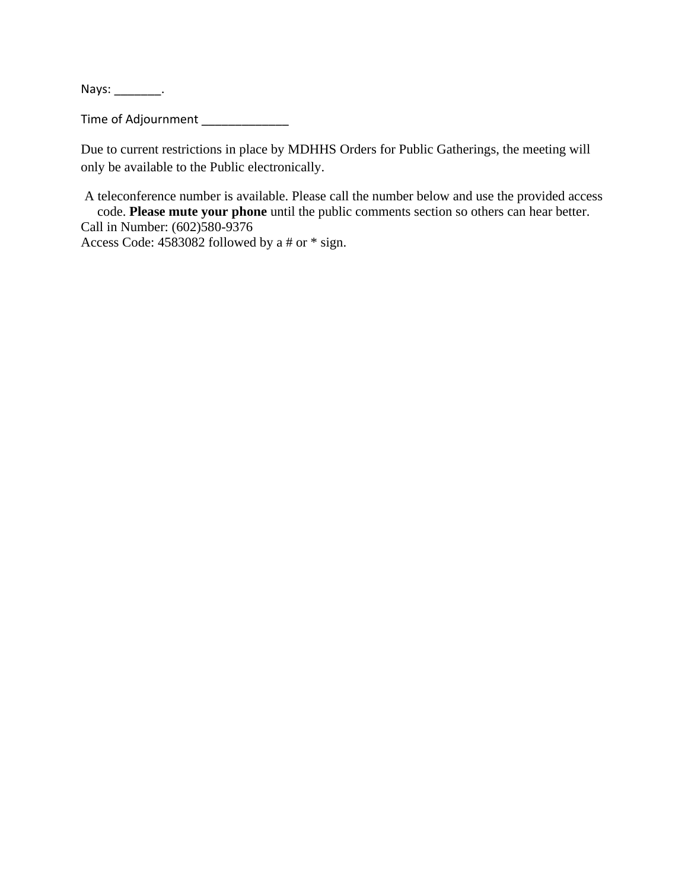Nays: _______.

Time of Adjournment _____________

Due to current restrictions in place by MDHHS Orders for Public Gatherings, the meeting will only be available to the Public electronically.

A teleconference number is available. Please call the number below and use the provided access code. **Please mute your phone** until the public comments section so others can hear better.
Call in Number: (602)580-9376
Access Code: 4583082 followed by a # or * sign.